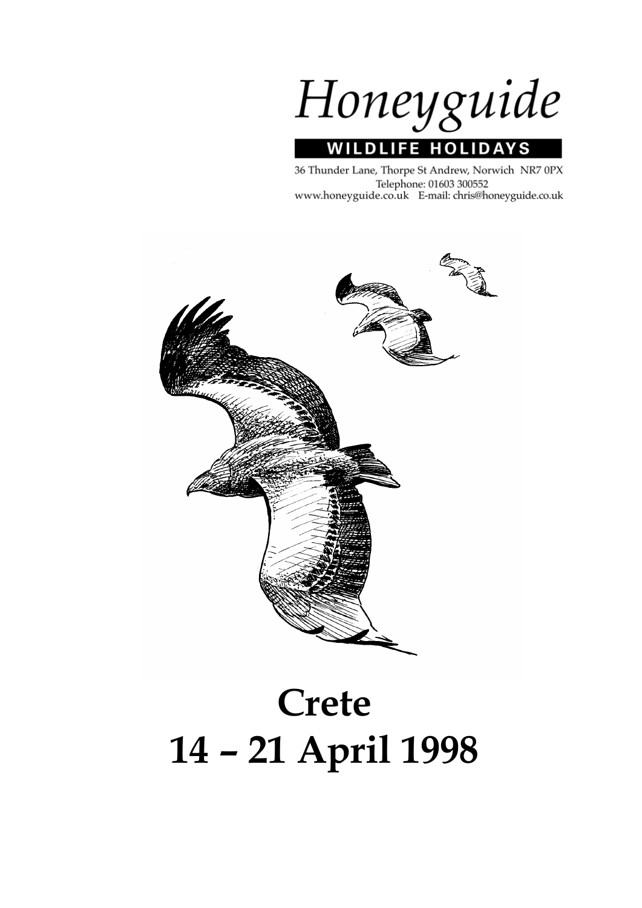Honeyguide

WILDLIFE HOLIDAYS

36 Thunder Lane, Thorpe St Andrew, Norwich NR7 0PX
Telephone: 01603 300552
www.honeyguide.co.uk E-mail: chris@honeyguide.co.uk

# Crete
# 14 – 21 April 1998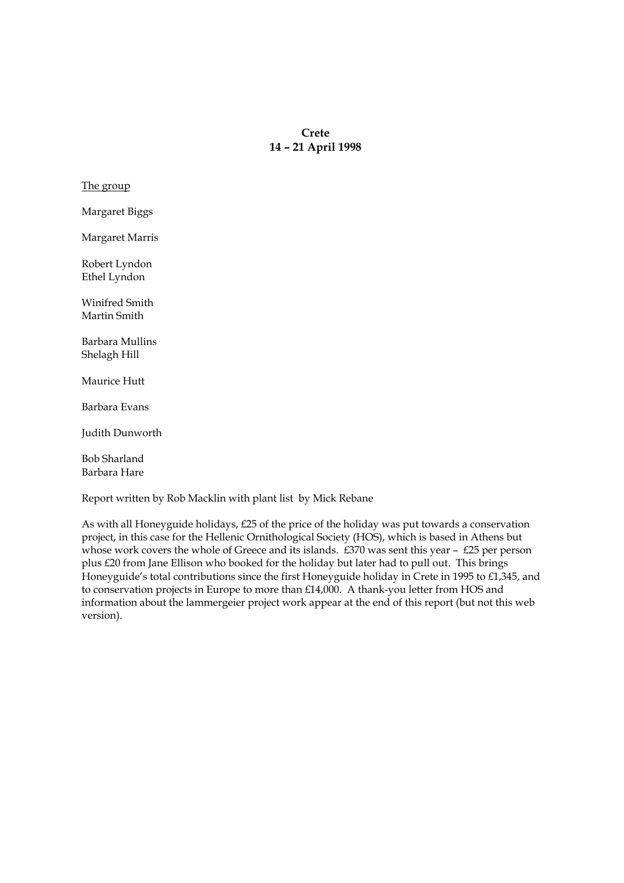**Crete**
**14 – 21 April 1998**

The group

Margaret Biggs

Margaret Marris

Robert Lyndon
Ethel Lyndon

Winifred Smith
Martin Smith

Barbara Mullins
Shelagh Hill

Maurice Hutt

Barbara Evans

Judith Dunworth

Bob Sharland
Barbara Hare

Report written by Rob Macklin with plant list by Mick Rebane

As with all Honeyguide holidays, £25 of the price of the holiday was put towards a conservation project, in this case for the Hellenic Ornithological Society (HOS), which is based in Athens but whose work covers the whole of Greece and its islands. £370 was sent this year – £25 per person plus £20 from Jane Ellison who booked for the holiday but later had to pull out. This brings Honeyguide's total contributions since the first Honeyguide holiday in Crete in 1995 to £1,345, and to conservation projects in Europe to more than £14,000. A thank-you letter from HOS and information about the lammergeier project work appear at the end of this report (but not this web version).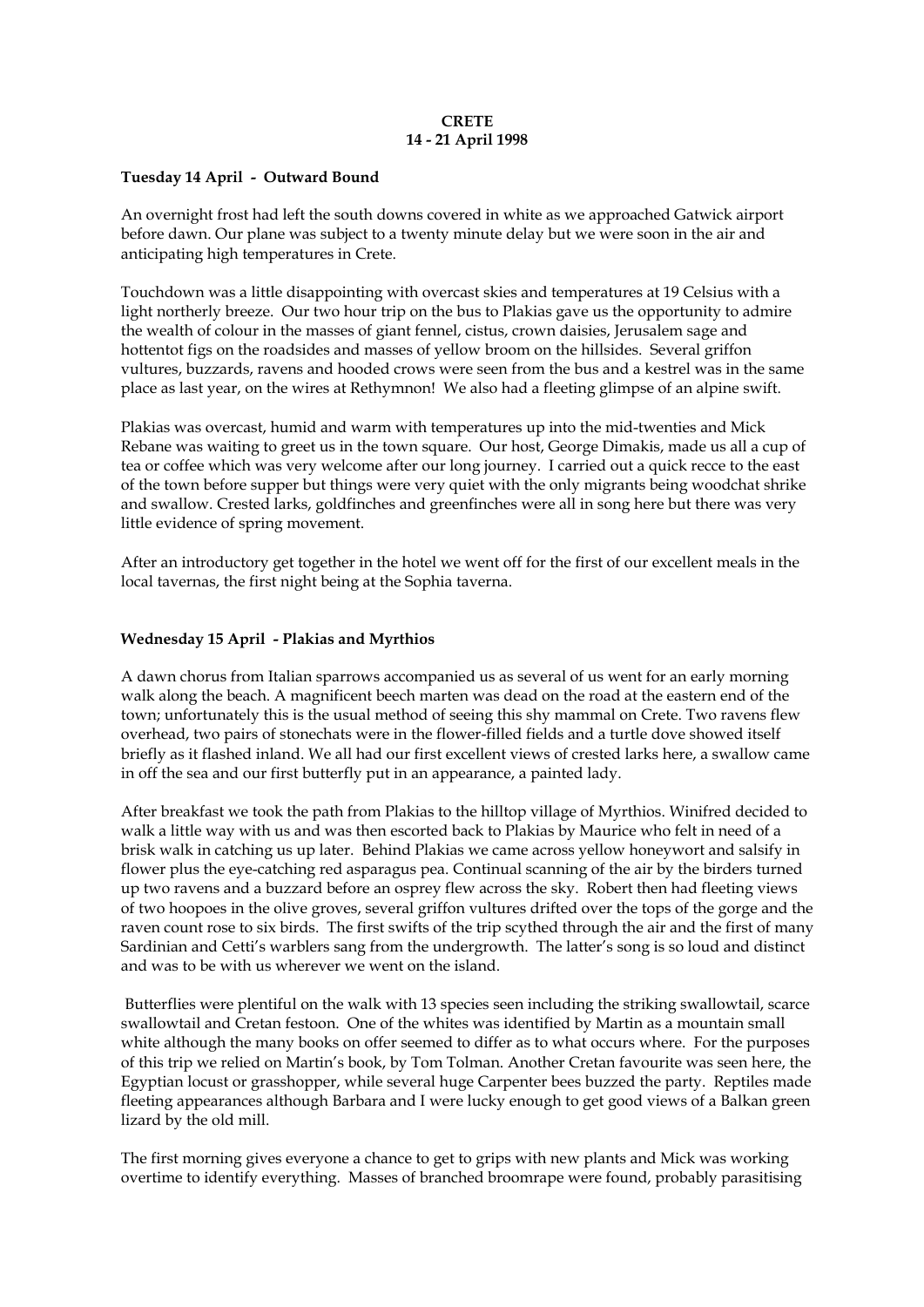**CRETE**
**14 - 21 April 1998**

**Tuesday 14 April - Outward Bound**

An overnight frost had left the south downs covered in white as we approached Gatwick airport before dawn. Our plane was subject to a twenty minute delay but we were soon in the air and anticipating high temperatures in Crete.

Touchdown was a little disappointing with overcast skies and temperatures at 19 Celsius with a light northerly breeze. Our two hour trip on the bus to Plakias gave us the opportunity to admire the wealth of colour in the masses of giant fennel, cistus, crown daisies, Jerusalem sage and hottentot figs on the roadsides and masses of yellow broom on the hillsides. Several griffon vultures, buzzards, ravens and hooded crows were seen from the bus and a kestrel was in the same place as last year, on the wires at Rethymnon! We also had a fleeting glimpse of an alpine swift.

Plakias was overcast, humid and warm with temperatures up into the mid-twenties and Mick Rebane was waiting to greet us in the town square. Our host, George Dimakis, made us all a cup of tea or coffee which was very welcome after our long journey. I carried out a quick recce to the east of the town before supper but things were very quiet with the only migrants being woodchat shrike and swallow. Crested larks, goldfinches and greenfinches were all in song here but there was very little evidence of spring movement.

After an introductory get together in the hotel we went off for the first of our excellent meals in the local tavernas, the first night being at the Sophia taverna.

**Wednesday 15 April - Plakias and Myrthios**

A dawn chorus from Italian sparrows accompanied us as several of us went for an early morning walk along the beach. A magnificent beech marten was dead on the road at the eastern end of the town; unfortunately this is the usual method of seeing this shy mammal on Crete. Two ravens flew overhead, two pairs of stonechats were in the flower-filled fields and a turtle dove showed itself briefly as it flashed inland. We all had our first excellent views of crested larks here, a swallow came in off the sea and our first butterfly put in an appearance, a painted lady.

After breakfast we took the path from Plakias to the hilltop village of Myrthios. Winifred decided to walk a little way with us and was then escorted back to Plakias by Maurice who felt in need of a brisk walk in catching us up later. Behind Plakias we came across yellow honeywort and salsify in flower plus the eye-catching red asparagus pea. Continual scanning of the air by the birders turned up two ravens and a buzzard before an osprey flew across the sky. Robert then had fleeting views of two hoopoes in the olive groves, several griffon vultures drifted over the tops of the gorge and the raven count rose to six birds. The first swifts of the trip scythed through the air and the first of many Sardinian and Cetti's warblers sang from the undergrowth. The latter's song is so loud and distinct and was to be with us wherever we went on the island.

Butterflies were plentiful on the walk with 13 species seen including the striking swallowtail, scarce swallowtail and Cretan festoon. One of the whites was identified by Martin as a mountain small white although the many books on offer seemed to differ as to what occurs where. For the purposes of this trip we relied on Martin's book, by Tom Tolman. Another Cretan favourite was seen here, the Egyptian locust or grasshopper, while several huge Carpenter bees buzzed the party. Reptiles made fleeting appearances although Barbara and I were lucky enough to get good views of a Balkan green lizard by the old mill.

The first morning gives everyone a chance to get to grips with new plants and Mick was working overtime to identify everything. Masses of branched broomrape were found, probably parasitising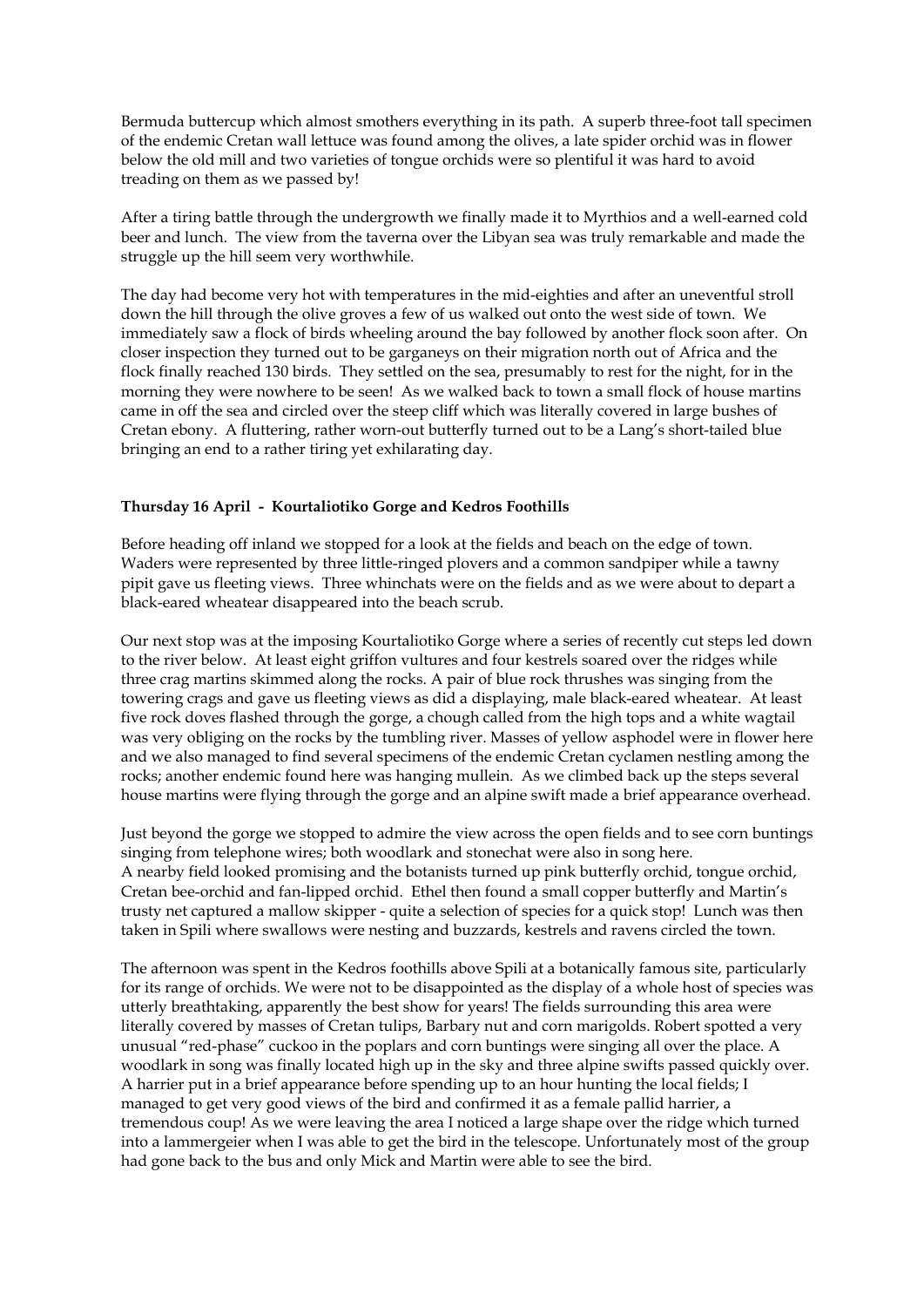Bermuda buttercup which almost smothers everything in its path. A superb three-foot tall specimen of the endemic Cretan wall lettuce was found among the olives, a late spider orchid was in flower below the old mill and two varieties of tongue orchids were so plentiful it was hard to avoid treading on them as we passed by!

After a tiring battle through the undergrowth we finally made it to Myrthios and a well-earned cold beer and lunch. The view from the taverna over the Libyan sea was truly remarkable and made the struggle up the hill seem very worthwhile.

The day had become very hot with temperatures in the mid-eighties and after an uneventful stroll down the hill through the olive groves a few of us walked out onto the west side of town. We immediately saw a flock of birds wheeling around the bay followed by another flock soon after. On closer inspection they turned out to be garganeys on their migration north out of Africa and the flock finally reached 130 birds. They settled on the sea, presumably to rest for the night, for in the morning they were nowhere to be seen! As we walked back to town a small flock of house martins came in off the sea and circled over the steep cliff which was literally covered in large bushes of Cretan ebony. A fluttering, rather worn-out butterfly turned out to be a Lang's short-tailed blue bringing an end to a rather tiring yet exhilarating day.

**Thursday 16 April - Kourtaliotiko Gorge and Kedros Foothills**

Before heading off inland we stopped for a look at the fields and beach on the edge of town. Waders were represented by three little-ringed plovers and a common sandpiper while a tawny pipit gave us fleeting views. Three whinchats were on the fields and as we were about to depart a black-eared wheatear disappeared into the beach scrub.

Our next stop was at the imposing Kourtaliotiko Gorge where a series of recently cut steps led down to the river below. At least eight griffon vultures and four kestrels soared over the ridges while three crag martins skimmed along the rocks. A pair of blue rock thrushes was singing from the towering crags and gave us fleeting views as did a displaying, male black-eared wheatear. At least five rock doves flashed through the gorge, a chough called from the high tops and a white wagtail was very obliging on the rocks by the tumbling river. Masses of yellow asphodel were in flower here and we also managed to find several specimens of the endemic Cretan cyclamen nestling among the rocks; another endemic found here was hanging mullein. As we climbed back up the steps several house martins were flying through the gorge and an alpine swift made a brief appearance overhead.

Just beyond the gorge we stopped to admire the view across the open fields and to see corn buntings singing from telephone wires; both woodlark and stonechat were also in song here.
A nearby field looked promising and the botanists turned up pink butterfly orchid, tongue orchid, Cretan bee-orchid and fan-lipped orchid. Ethel then found a small copper butterfly and Martin's trusty net captured a mallow skipper - quite a selection of species for a quick stop! Lunch was then taken in Spili where swallows were nesting and buzzards, kestrels and ravens circled the town.

The afternoon was spent in the Kedros foothills above Spili at a botanically famous site, particularly for its range of orchids. We were not to be disappointed as the display of a whole host of species was utterly breathtaking, apparently the best show for years! The fields surrounding this area were literally covered by masses of Cretan tulips, Barbary nut and corn marigolds. Robert spotted a very unusual "red-phase" cuckoo in the poplars and corn buntings were singing all over the place. A woodlark in song was finally located high up in the sky and three alpine swifts passed quickly over. A harrier put in a brief appearance before spending up to an hour hunting the local fields; I managed to get very good views of the bird and confirmed it as a female pallid harrier, a tremendous coup! As we were leaving the area I noticed a large shape over the ridge which turned into a lammergeier when I was able to get the bird in the telescope. Unfortunately most of the group had gone back to the bus and only Mick and Martin were able to see the bird.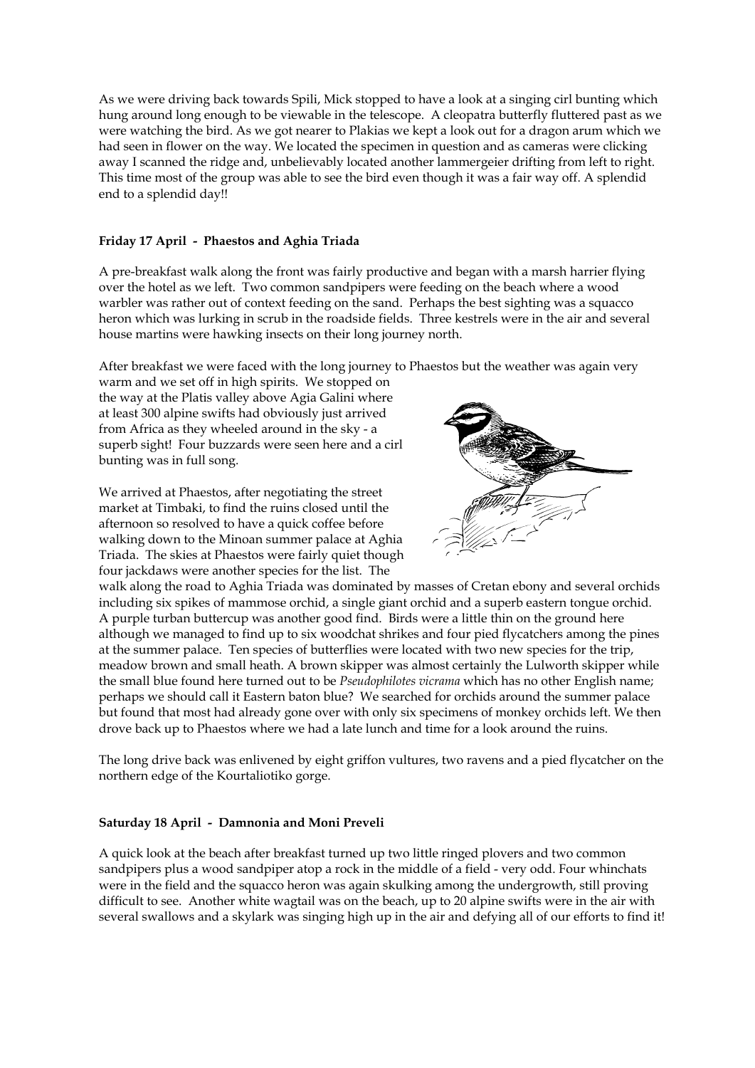As we were driving back towards Spili, Mick stopped to have a look at a singing cirl bunting which hung around long enough to be viewable in the telescope. A cleopatra butterfly fluttered past as we were watching the bird. As we got nearer to Plakias we kept a look out for a dragon arum which we had seen in flower on the way. We located the specimen in question and as cameras were clicking away I scanned the ridge and, unbelievably located another lammergeier drifting from left to right. This time most of the group was able to see the bird even though it was a fair way off. A splendid end to a splendid day!!

**Friday 17 April - Phaestos and Aghia Triada**

A pre-breakfast walk along the front was fairly productive and began with a marsh harrier flying over the hotel as we left. Two common sandpipers were feeding on the beach where a wood warbler was rather out of context feeding on the sand. Perhaps the best sighting was a squacco heron which was lurking in scrub in the roadside fields. Three kestrels were in the air and several house martins were hawking insects on their long journey north.

After breakfast we were faced with the long journey to Phaestos but the weather was again very warm and we set off in high spirits. We stopped on the way at the Platis valley above Agia Galini where at least 300 alpine swifts had obviously just arrived from Africa as they wheeled around in the sky - a superb sight! Four buzzards were seen here and a cirl bunting was in full song.

We arrived at Phaestos, after negotiating the street market at Timbaki, to find the ruins closed until the afternoon so resolved to have a quick coffee before walking down to the Minoan summer palace at Aghia Triada. The skies at Phaestos were fairly quiet though four jackdaws were another species for the list. The walk along the road to Aghia Triada was dominated by masses of Cretan ebony and several orchids including six spikes of mammose orchid, a single giant orchid and a superb eastern tongue orchid. A purple turban buttercup was another good find. Birds were a little thin on the ground here although we managed to find up to six woodchat shrikes and four pied flycatchers among the pines at the summer palace. Ten species of butterflies were located with two new species for the trip, meadow brown and small heath. A brown skipper was almost certainly the Lulworth skipper while the small blue found here turned out to be *Pseudophilotes vicrama* which has no other English name; perhaps we should call it Eastern baton blue? We searched for orchids around the summer palace but found that most had already gone over with only six specimens of monkey orchids left. We then drove back up to Phaestos where we had a late lunch and time for a look around the ruins.

The long drive back was enlivened by eight griffon vultures, two ravens and a pied flycatcher on the northern edge of the Kourtaliotiko gorge.

**Saturday 18 April - Damnonia and Moni Preveli**

A quick look at the beach after breakfast turned up two little ringed plovers and two common sandpipers plus a wood sandpiper atop a rock in the middle of a field - very odd. Four whinchats were in the field and the squacco heron was again skulking among the undergrowth, still proving difficult to see. Another white wagtail was on the beach, up to 20 alpine swifts were in the air with several swallows and a skylark was singing high up in the air and defying all of our efforts to find it!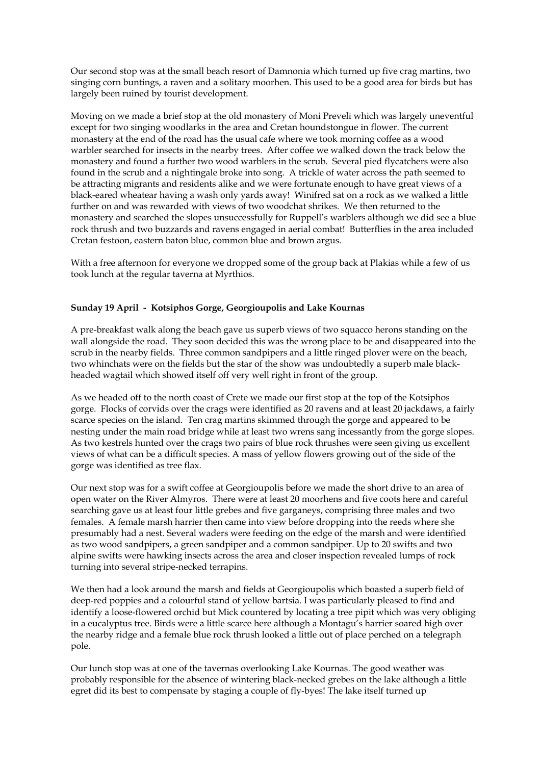Our second stop was at the small beach resort of Damnonia which turned up five crag martins, two singing corn buntings, a raven and a solitary moorhen. This used to be a good area for birds but has largely been ruined by tourist development.

Moving on we made a brief stop at the old monastery of Moni Preveli which was largely uneventful except for two singing woodlarks in the area and Cretan houndstongue in flower. The current monastery at the end of the road has the usual cafe where we took morning coffee as a wood warbler searched for insects in the nearby trees. After coffee we walked down the track below the monastery and found a further two wood warblers in the scrub. Several pied flycatchers were also found in the scrub and a nightingale broke into song. A trickle of water across the path seemed to be attracting migrants and residents alike and we were fortunate enough to have great views of a black-eared wheatear having a wash only yards away! Winifred sat on a rock as we walked a little further on and was rewarded with views of two woodchat shrikes. We then returned to the monastery and searched the slopes unsuccessfully for Ruppell's warblers although we did see a blue rock thrush and two buzzards and ravens engaged in aerial combat! Butterflies in the area included Cretan festoon, eastern baton blue, common blue and brown argus.

With a free afternoon for everyone we dropped some of the group back at Plakias while a few of us took lunch at the regular taverna at Myrthios.

**Sunday 19 April - Kotsiphos Gorge, Georgioupolis and Lake Kournas**

A pre-breakfast walk along the beach gave us superb views of two squacco herons standing on the wall alongside the road. They soon decided this was the wrong place to be and disappeared into the scrub in the nearby fields. Three common sandpipers and a little ringed plover were on the beach, two whinchats were on the fields but the star of the show was undoubtedly a superb male black-headed wagtail which showed itself off very well right in front of the group.

As we headed off to the north coast of Crete we made our first stop at the top of the Kotsiphos gorge. Flocks of corvids over the crags were identified as 20 ravens and at least 20 jackdaws, a fairly scarce species on the island. Ten crag martins skimmed through the gorge and appeared to be nesting under the main road bridge while at least two wrens sang incessantly from the gorge slopes. As two kestrels hunted over the crags two pairs of blue rock thrushes were seen giving us excellent views of what can be a difficult species. A mass of yellow flowers growing out of the side of the gorge was identified as tree flax.

Our next stop was for a swift coffee at Georgioupolis before we made the short drive to an area of open water on the River Almyros. There were at least 20 moorhens and five coots here and careful searching gave us at least four little grebes and five garganeys, comprising three males and two females. A female marsh harrier then came into view before dropping into the reeds where she presumably had a nest. Several waders were feeding on the edge of the marsh and were identified as two wood sandpipers, a green sandpiper and a common sandpiper. Up to 20 swifts and two alpine swifts were hawking insects across the area and closer inspection revealed lumps of rock turning into several stripe-necked terrapins.

We then had a look around the marsh and fields at Georgioupolis which boasted a superb field of deep-red poppies and a colourful stand of yellow bartsia. I was particularly pleased to find and identify a loose-flowered orchid but Mick countered by locating a tree pipit which was very obliging in a eucalyptus tree. Birds were a little scarce here although a Montagu's harrier soared high over the nearby ridge and a female blue rock thrush looked a little out of place perched on a telegraph pole.

Our lunch stop was at one of the tavernas overlooking Lake Kournas. The good weather was probably responsible for the absence of wintering black-necked grebes on the lake although a little egret did its best to compensate by staging a couple of fly-byes! The lake itself turned up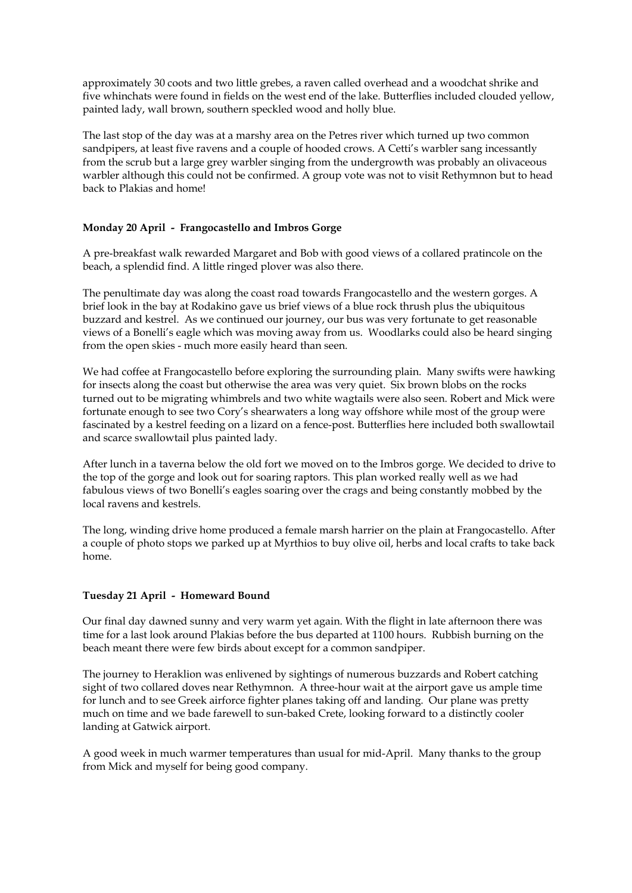approximately 30 coots and two little grebes, a raven called overhead and a woodchat shrike and five whinchats were found in fields on the west end of the lake. Butterflies included clouded yellow, painted lady, wall brown, southern speckled wood and holly blue.

The last stop of the day was at a marshy area on the Petres river which turned up two common sandpipers, at least five ravens and a couple of hooded crows. A Cetti's warbler sang incessantly from the scrub but a large grey warbler singing from the undergrowth was probably an olivaceous warbler although this could not be confirmed. A group vote was not to visit Rethymnon but to head back to Plakias and home!

**Monday 20 April - Frangocastello and Imbros Gorge**

A pre-breakfast walk rewarded Margaret and Bob with good views of a collared pratincole on the beach, a splendid find. A little ringed plover was also there.

The penultimate day was along the coast road towards Frangocastello and the western gorges. A brief look in the bay at Rodakino gave us brief views of a blue rock thrush plus the ubiquitous buzzard and kestrel. As we continued our journey, our bus was very fortunate to get reasonable views of a Bonelli's eagle which was moving away from us. Woodlarks could also be heard singing from the open skies - much more easily heard than seen.

We had coffee at Frangocastello before exploring the surrounding plain. Many swifts were hawking for insects along the coast but otherwise the area was very quiet. Six brown blobs on the rocks turned out to be migrating whimbrels and two white wagtails were also seen. Robert and Mick were fortunate enough to see two Cory's shearwaters a long way offshore while most of the group were fascinated by a kestrel feeding on a lizard on a fence-post. Butterflies here included both swallowtail and scarce swallowtail plus painted lady.

After lunch in a taverna below the old fort we moved on to the Imbros gorge. We decided to drive to the top of the gorge and look out for soaring raptors. This plan worked really well as we had fabulous views of two Bonelli's eagles soaring over the crags and being constantly mobbed by the local ravens and kestrels.

The long, winding drive home produced a female marsh harrier on the plain at Frangocastello. After a couple of photo stops we parked up at Myrthios to buy olive oil, herbs and local crafts to take back home.

**Tuesday 21 April - Homeward Bound**

Our final day dawned sunny and very warm yet again. With the flight in late afternoon there was time for a last look around Plakias before the bus departed at 1100 hours. Rubbish burning on the beach meant there were few birds about except for a common sandpiper.

The journey to Heraklion was enlivened by sightings of numerous buzzards and Robert catching sight of two collared doves near Rethymnon. A three-hour wait at the airport gave us ample time for lunch and to see Greek airforce fighter planes taking off and landing. Our plane was pretty much on time and we bade farewell to sun-baked Crete, looking forward to a distinctly cooler landing at Gatwick airport.

A good week in much warmer temperatures than usual for mid-April. Many thanks to the group from Mick and myself for being good company.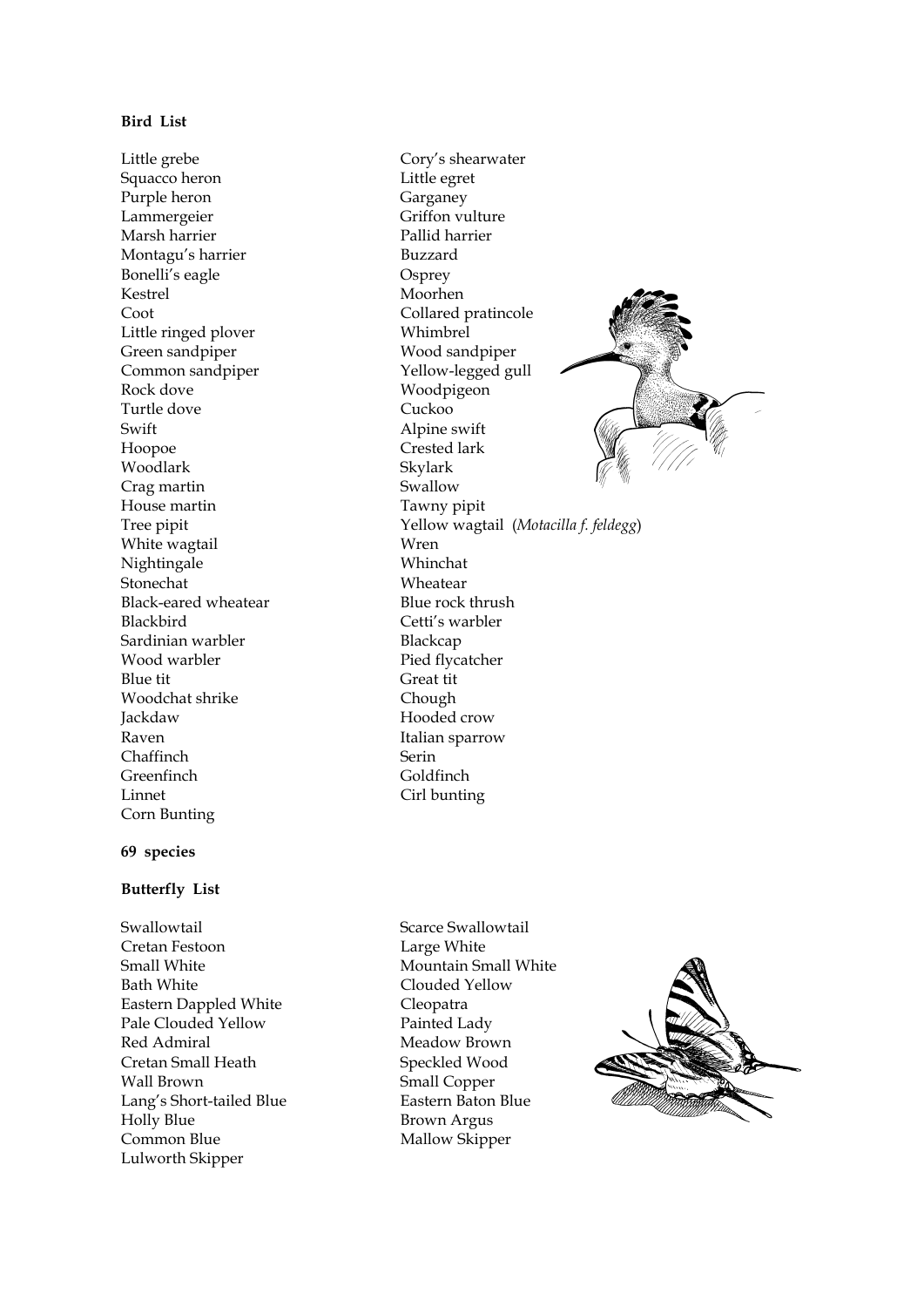**Bird List**

Little grebe
Squacco heron
Purple heron
Lammergeier
Marsh harrier
Montagu's harrier
Bonelli's eagle
Kestrel
Coot
Little ringed plover
Green sandpiper
Common sandpiper
Rock dove
Turtle dove
Swift
Hoopoe
Woodlark
Crag martin
House martin
Tree pipit
White wagtail
Nightingale
Stonechat
Black-eared wheatear
Blackbird
Sardinian warbler
Wood warbler
Blue tit
Woodchat shrike
Jackdaw
Raven
Chaffinch
Greenfinch
Linnet
Corn Bunting
Cory's shearwater
Little egret
Garganey
Griffon vulture
Pallid harrier
Buzzard
Osprey
Moorhen
Collared pratincole
Whimbrel
Wood sandpiper
Yellow-legged gull
Woodpigeon
Cuckoo
Alpine swift
Crested lark
Skylark
Swallow
Tawny pipit
Yellow wagtail (*Motacilla f. feldegg*)
Wren
Whinchat
Wheatear
Blue rock thrush
Cetti's warbler
Blackcap
Pied flycatcher
Great tit
Chough
Hooded crow
Italian sparrow
Serin
Goldfinch
Cirl bunting

**69 species**

**Butterfly List**

Swallowtail
Cretan Festoon
Small White
Bath White
Eastern Dappled White
Pale Clouded Yellow
Red Admiral
Cretan Small Heath
Wall Brown
Lang's Short-tailed Blue
Holly Blue
Common Blue
Lulworth Skipper
Scarce Swallowtail
Large White
Mountain Small White
Clouded Yellow
Cleopatra
Painted Lady
Meadow Brown
Speckled Wood
Small Copper
Eastern Baton Blue
Brown Argus
Mallow Skipper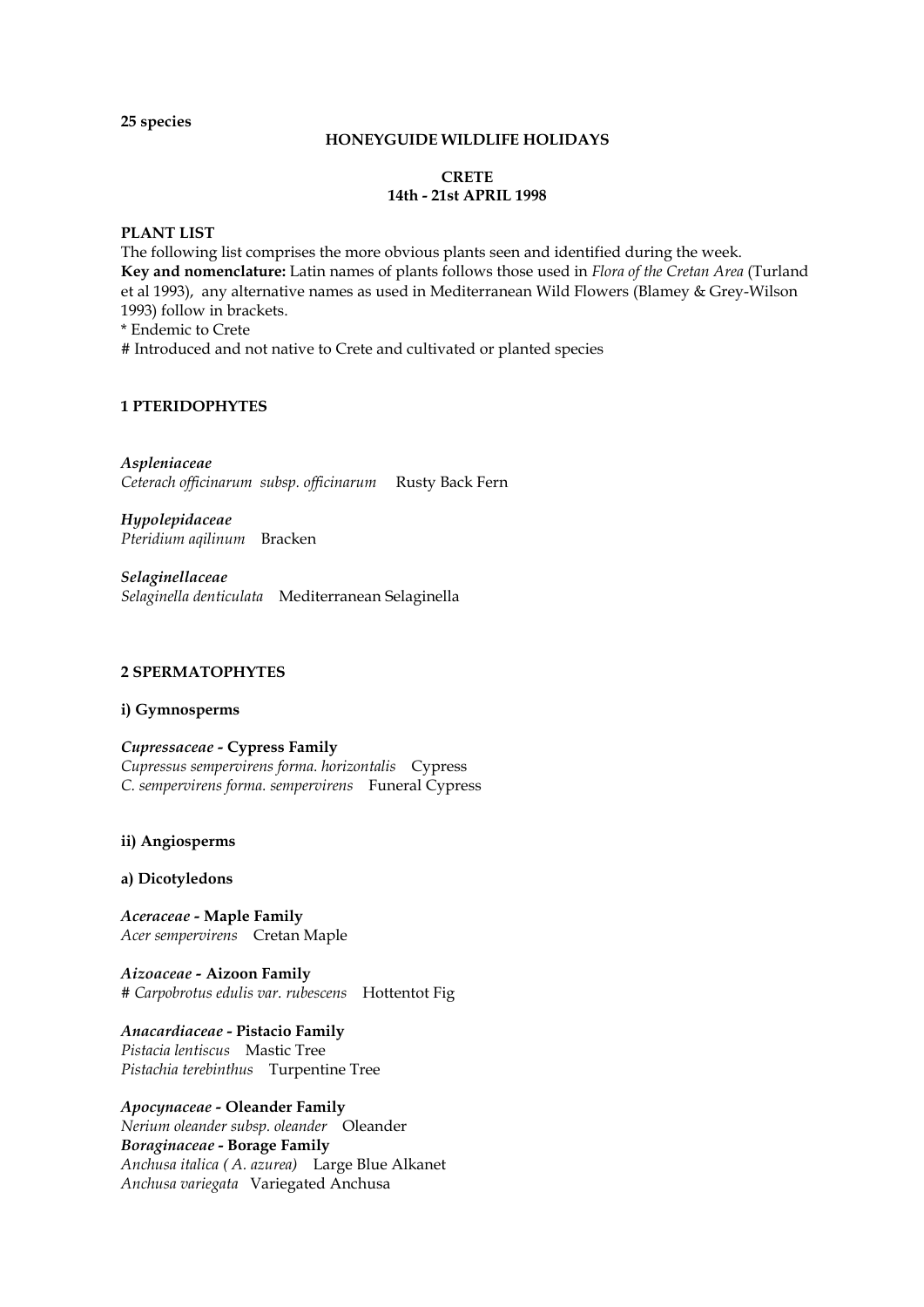**25 species**

**HONEYGUIDE WILDLIFE HOLIDAYS**

**CRETE**
**14th - 21st APRIL 1998**

**PLANT LIST**

The following list comprises the more obvious plants seen and identified during the week.
**Key and nomenclature:** Latin names of plants follows those used in *Flora of the Cretan Area* (Turland et al 1993), any alternative names as used in Mediterranean Wild Flowers (Blamey & Grey-Wilson 1993) follow in brackets.
\* Endemic to Crete
\# Introduced and not native to Crete and cultivated or planted species

## 1 PTERIDOPHYTES

***Aspleniaceae***
*Ceterach officinarum subsp. officinarum* Rusty Back Fern

***Hypolepidaceae***
*Pteridium aqilinum* Bracken

***Selaginellaceae***
*Selaginella denticulata* Mediterranean Selaginella

## 2 SPERMATOPHYTES

### i) Gymnosperms

***Cupressaceae* - Cypress Family**
*Cupressus sempervirens forma. horizontalis* Cypress
*C. sempervirens forma. sempervirens* Funeral Cypress

### ii) Angiosperms

#### a) Dicotyledons

***Aceraceae* - Maple Family**
*Acer sempervirens* Cretan Maple

***Aizoaceae* - Aizoon Family**
\# *Carpobrotus edulis var. rubescens* Hottentot Fig

***Anacardiaceae* - Pistacio Family**
*Pistacia lentiscus* Mastic Tree
*Pistachia terebinthus* Turpentine Tree

***Apocynaceae* - Oleander Family**
*Nerium oleander subsp. oleander* Oleander

***Boraginaceae* - Borage Family**
*Anchusa italica ( A. azurea)* Large Blue Alkanet
*Anchusa variegata* Variegated Anchusa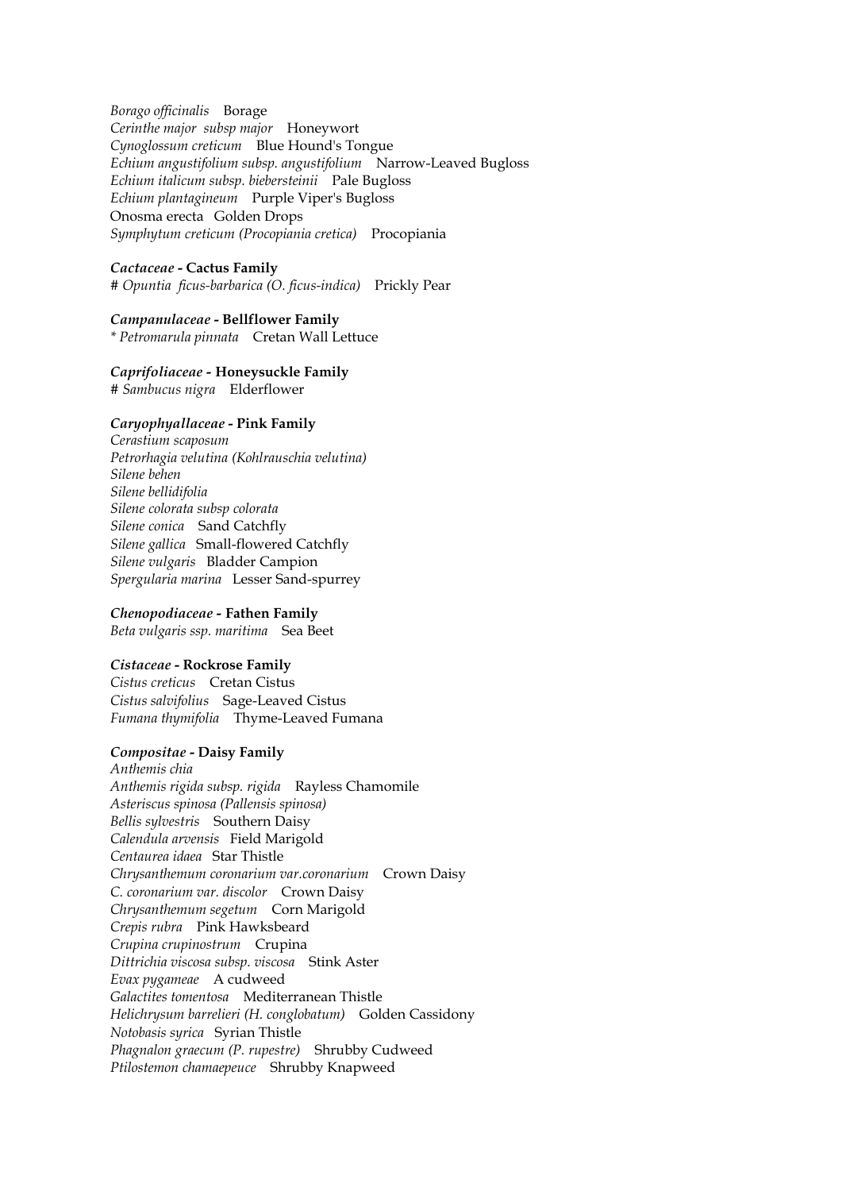*Borago officinalis* Borage
*Cerinthe major subsp major* Honeywort
*Cynoglossum creticum* Blue Hound's Tongue
*Echium angustifolium subsp. angustifolium* Narrow-Leaved Bugloss
*Echium italicum subsp. biebersteinii* Pale Bugloss
*Echium plantagineum* Purple Viper's Bugloss
Onosma erecta Golden Drops
*Symphytum creticum (Procopiania cretica)* Procopiania

**_Cactaceae_ - Cactus Family**
# *Opuntia ficus-barbarica (O. ficus-indica)* Prickly Pear

**_Campanulaceae_ - Bellflower Family**
* *Petromarula pinnata* Cretan Wall Lettuce

**_Caprifoliaceae_ - Honeysuckle Family**
# *Sambucus nigra* Elderflower

**_Caryophyallaceae_ - Pink Family**
*Cerastium scaposum*
*Petrorhagia velutina (Kohlrauschia velutina)*
*Silene behen*
*Silene bellidifolia*
*Silene colorata subsp colorata*
*Silene conica* Sand Catchfly
*Silene gallica* Small-flowered Catchfly
*Silene vulgaris* Bladder Campion
*Spergularia marina* Lesser Sand-spurrey

**_Chenopodiaceae_ - Fathen Family**
*Beta vulgaris ssp. maritima* Sea Beet

**_Cistaceae_ - Rockrose Family**
*Cistus creticus* Cretan Cistus
*Cistus salvifolius* Sage-Leaved Cistus
*Fumana thymifolia* Thyme-Leaved Fumana

**_Compositae_ - Daisy Family**
*Anthemis chia*
*Anthemis rigida subsp. rigida* Rayless Chamomile
*Asteriscus spinosa (Pallensis spinosa)*
*Bellis sylvestris* Southern Daisy
*Calendula arvensis* Field Marigold
*Centaurea idaea* Star Thistle
*Chrysanthemum coronarium var.coronarium* Crown Daisy
*C. coronarium var. discolor* Crown Daisy
*Chrysanthemum segetum* Corn Marigold
*Crepis rubra* Pink Hawksbeard
*Crupina crupinostrum* Crupina
*Dittrichia viscosa subsp. viscosa* Stink Aster
*Evax pygameae* A cudweed
*Galactites tomentosa* Mediterranean Thistle
*Helichrysum barrelieri (H. conglobatum)* Golden Cassidony
*Notobasis syrica* Syrian Thistle
*Phagnalon graecum (P. rupestre)* Shrubby Cudweed
*Ptilostemon chamaepeuce* Shrubby Knapweed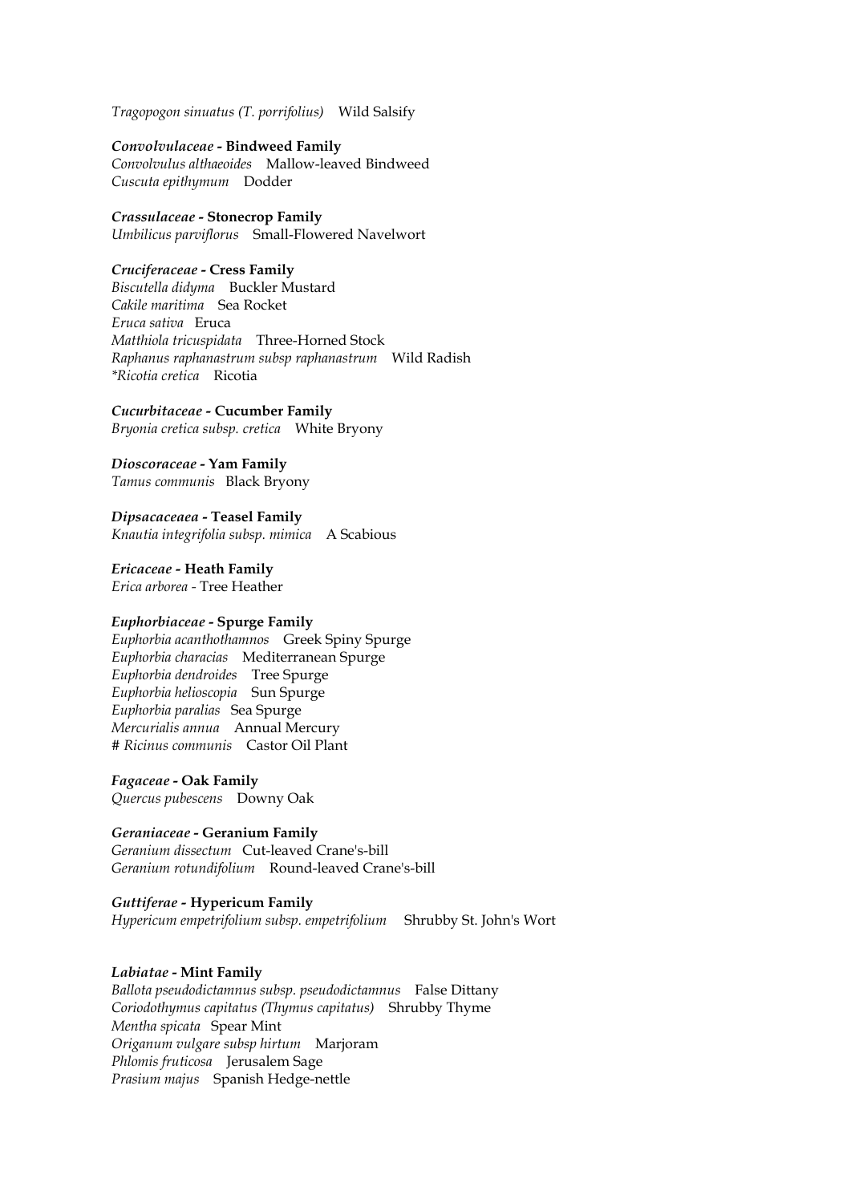*Tragopogon sinuatus (T. porrifolius)* Wild Salsify

***Convolvulaceae* - Bindweed Family**
*Convolvulus althaeoides* Mallow-leaved Bindweed
*Cuscuta epithymum* Dodder

***Crassulaceae* - Stonecrop Family**
*Umbilicus parviflorus* Small-Flowered Navelwort

***Cruciferaceae* - Cress Family**
*Biscutella didyma* Buckler Mustard
*Cakile maritima* Sea Rocket
*Eruca sativa* Eruca
*Matthiola tricuspidata* Three-Horned Stock
*Raphanus raphanastrum subsp raphanastrum* Wild Radish
**Ricotia cretica* Ricotia

***Cucurbitaceae* - Cucumber Family**
*Bryonia cretica subsp. cretica* White Bryony

***Dioscoraceae* - Yam Family**
*Tamus communis* Black Bryony

***Dipsacaceaea* - Teasel Family**
*Knautia integrifolia subsp. mimica* A Scabious

***Ericaceae* - Heath Family**
*Erica arborea* - Tree Heather

***Euphorbiaceae* - Spurge Family**
*Euphorbia acanthothamnos* Greek Spiny Spurge
*Euphorbia characias* Mediterranean Spurge
*Euphorbia dendroides* Tree Spurge
*Euphorbia helioscopia* Sun Spurge
*Euphorbia paralias* Sea Spurge
*Mercurialis annua* Annual Mercury
# *Ricinus communis* Castor Oil Plant

***Fagaceae* - Oak Family**
*Quercus pubescens* Downy Oak

***Geraniaceae* - Geranium Family**
*Geranium dissectum* Cut-leaved Crane's-bill
*Geranium rotundifolium* Round-leaved Crane's-bill

***Guttiferae* - Hypericum Family**
*Hypericum empetrifolium subsp. empetrifolium* Shrubby St. John's Wort

***Labiatae* - Mint Family**
*Ballota pseudodictamnus subsp. pseudodictamnus* False Dittany
*Coriodothymus capitatus (Thymus capitatus)* Shrubby Thyme
*Mentha spicata* Spear Mint
*Origanum vulgare subsp hirtum* Marjoram
*Phlomis fruticosa* Jerusalem Sage
*Prasium majus* Spanish Hedge-nettle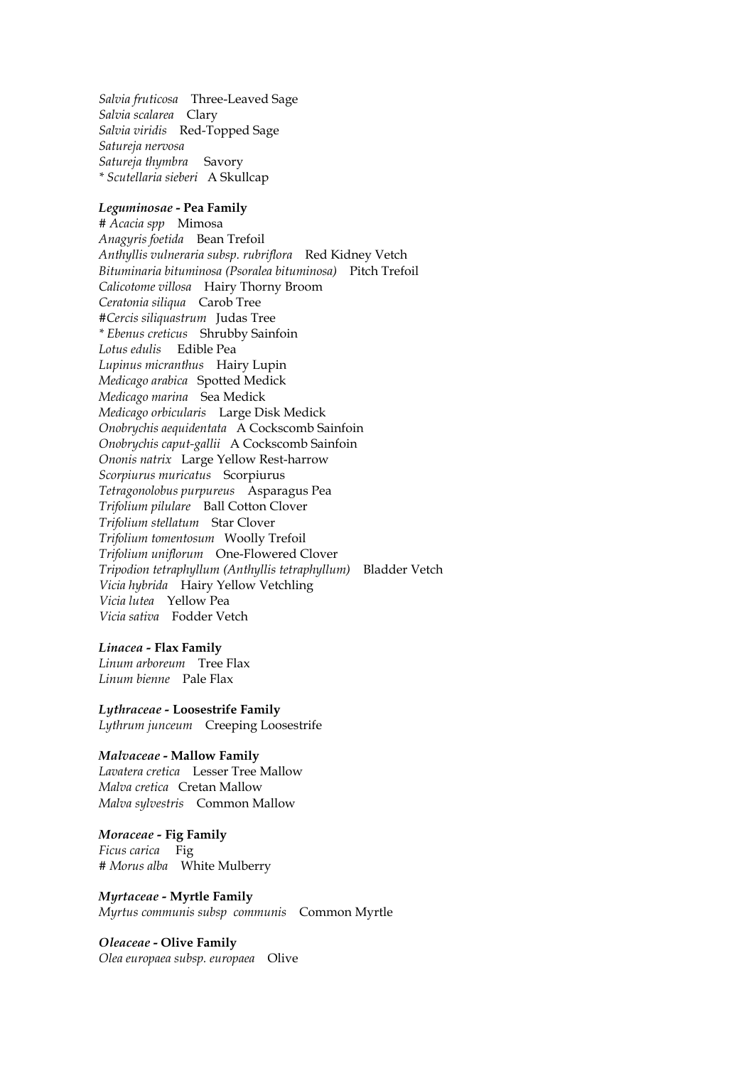*Salvia fruticosa* Three-Leaved Sage
*Salvia scalarea* Clary
*Salvia viridis* Red-Topped Sage
*Satureja nervosa*
*Satureja thymbra* Savory
\* *Scutellaria sieberi* A Skullcap

***Leguminosae* - Pea Family**
\# *Acacia spp* Mimosa
*Anagyris foetida* Bean Trefoil
*Anthyllis vulneraria subsp. rubriflora* Red Kidney Vetch
*Bituminaria bituminosa (Psoralea bituminosa)* Pitch Trefoil
*Calicotome villosa* Hairy Thorny Broom
*Ceratonia siliqua* Carob Tree
\#*Cercis siliquastrum* Judas Tree
\* *Ebenus creticus* Shrubby Sainfoin
*Lotus edulis* Edible Pea
*Lupinus micranthus* Hairy Lupin
*Medicago arabica* Spotted Medick
*Medicago marina* Sea Medick
*Medicago orbicularis* Large Disk Medick
*Onobrychis aequidentata* A Cockscomb Sainfoin
*Onobrychis caput-gallii* A Cockscomb Sainfoin
*Ononis natrix* Large Yellow Rest-harrow
*Scorpiurus muricatus* Scorpiurus
*Tetragonolobus purpureus* Asparagus Pea
*Trifolium pilulare* Ball Cotton Clover
*Trifolium stellatum* Star Clover
*Trifolium tomentosum* Woolly Trefoil
*Trifolium uniflorum* One-Flowered Clover
*Tripodion tetraphyllum (Anthyllis tetraphyllum)* Bladder Vetch
*Vicia hybrida* Hairy Yellow Vetchling
*Vicia lutea* Yellow Pea
*Vicia sativa* Fodder Vetch

***Linacea* - Flax Family**
*Linum arboreum* Tree Flax
*Linum bienne* Pale Flax

***Lythraceae* - Loosestrife Family**
*Lythrum junceum* Creeping Loosestrife

***Malvaceae* - Mallow Family**
*Lavatera cretica* Lesser Tree Mallow
*Malva cretica* Cretan Mallow
*Malva sylvestris* Common Mallow

***Moraceae* - Fig Family**
*Ficus carica* Fig
\# *Morus alba* White Mulberry

***Myrtaceae* - Myrtle Family**
*Myrtus communis subsp communis* Common Myrtle

***Oleaceae* - Olive Family**
*Olea europaea subsp. europaea* Olive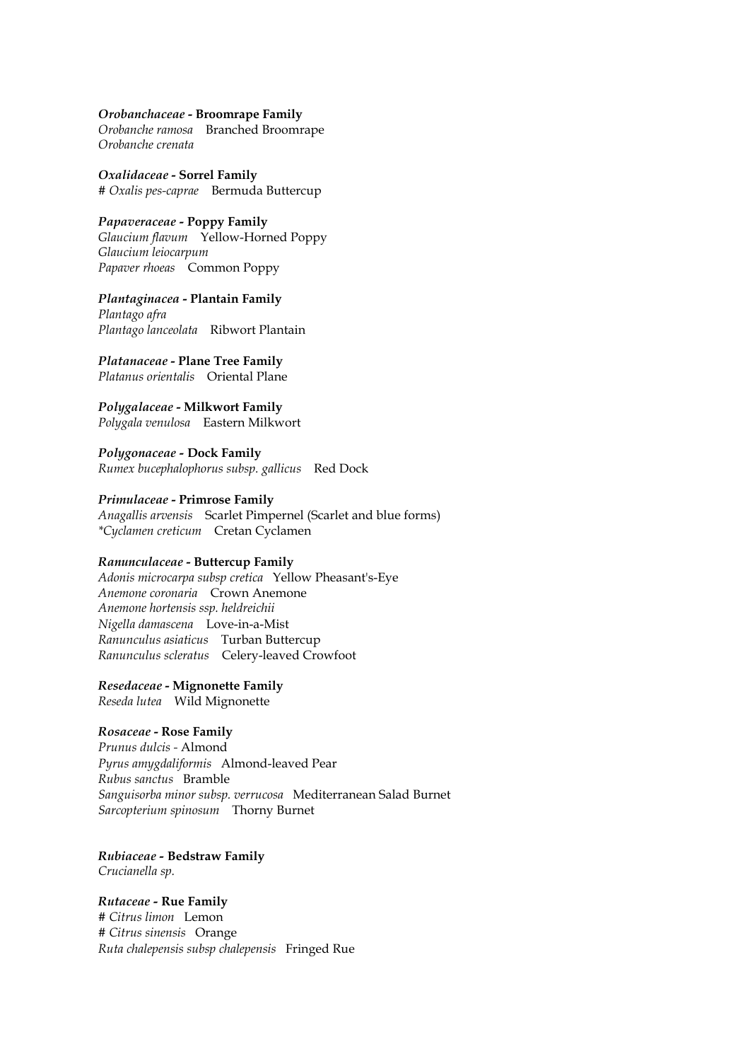***Orobanchaceae* - Broomrape Family**
*Orobanche ramosa* Branched Broomrape
*Orobanche crenata*

***Oxalidaceae* - Sorrel Family**
# *Oxalis pes-caprae* Bermuda Buttercup

***Papaveraceae* - Poppy Family**
*Glaucium flavum* Yellow-Horned Poppy
*Glaucium leiocarpum*
*Papaver rhoeas* Common Poppy

***Plantaginacea* - Plantain Family**
*Plantago afra*
*Plantago lanceolata* Ribwort Plantain

***Platanaceae* - Plane Tree Family**
*Platanus orientalis* Oriental Plane

***Polygalaceae* - Milkwort Family**
*Polygala venulosa* Eastern Milkwort

***Polygonaceae* - Dock Family**
*Rumex bucephalophorus subsp. gallicus* Red Dock

***Primulaceae* - Primrose Family**
*Anagallis arvensis* Scarlet Pimpernel (Scarlet and blue forms)
*\*Cyclamen creticum* Cretan Cyclamen

***Ranunculaceae* - Buttercup Family**
*Adonis microcarpa subsp cretica* Yellow Pheasant's-Eye
*Anemone coronaria* Crown Anemone
*Anemone hortensis ssp. heldreichii*
*Nigella damascena* Love-in-a-Mist
*Ranunculus asiaticus* Turban Buttercup
*Ranunculus scleratus* Celery-leaved Crowfoot

***Resedaceae* - Mignonette Family**
*Reseda lutea* Wild Mignonette

***Rosaceae* - Rose Family**
*Prunus dulcis* - Almond
*Pyrus amygdaliformis* Almond-leaved Pear
*Rubus sanctus* Bramble
*Sanguisorba minor subsp. verrucosa* Mediterranean Salad Burnet
*Sarcopterium spinosum* Thorny Burnet

***Rubiaceae* - Bedstraw Family**
*Crucianella sp.*

***Rutaceae* - Rue Family**
# *Citrus limon* Lemon
# *Citrus sinensis* Orange
*Ruta chalepensis subsp chalepensis* Fringed Rue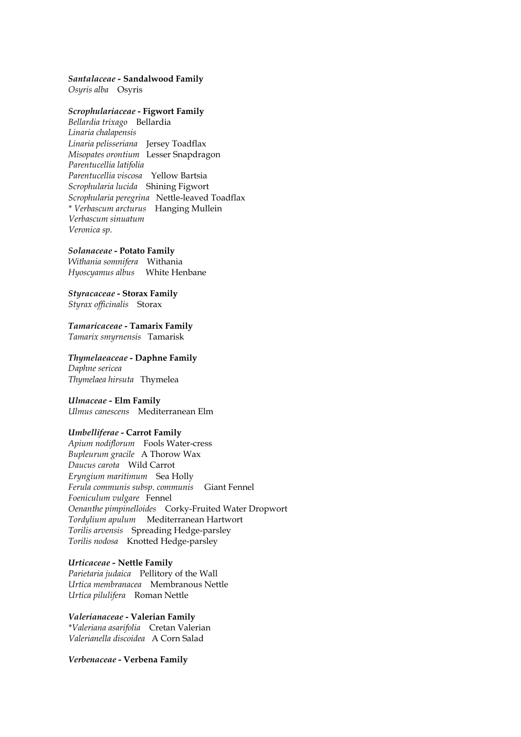***Santalaceae* - Sandalwood Family**
*Osyris alba* Osyris

***Scrophulariaceae* - Figwort Family**
*Bellardia trixago* Bellardia
*Linaria chalapensis*
*Linaria pelisseriana* Jersey Toadflax
*Misopates orontium* Lesser Snapdragon
*Parentucellia latifolia*
*Parentucellia viscosa* Yellow Bartsia
*Scrophularia lucida* Shining Figwort
*Scrophularia peregrina* Nettle-leaved Toadflax
* *Verbascum arcturus* Hanging Mullein
*Verbascum sinuatum*
*Veronica sp.*

***Solanaceae* - Potato Family**
*Withania somnifera* Withania
*Hyoscyamus albus* White Henbane

***Styracaceae* - Storax Family**
*Styrax officinalis* Storax

***Tamaricaceae* - Tamarix Family**
*Tamarix smyrnensis* Tamarisk

***Thymelaeaceae* - Daphne Family**
*Daphne sericea*
*Thymelaea hirsuta* Thymelea

***Ulmaceae* - Elm Family**
*Ulmus canescens* Mediterranean Elm

***Umbelliferae* - Carrot Family**
*Apium nodiflorum* Fools Water-cress
*Bupleurum gracile* A Thorow Wax
*Daucus carota* Wild Carrot
*Eryngium maritimum* Sea Holly
*Ferula communis subsp. communis* Giant Fennel
*Foeniculum vulgare* Fennel
*Oenanthe pimpinelloides* Corky-Fruited Water Dropwort
*Tordylium apulum* Mediterranean Hartwort
*Torilis arvensis* Spreading Hedge-parsley
*Torilis nodosa* Knotted Hedge-parsley

***Urticaceae* - Nettle Family**
*Parietaria judaica* Pellitory of the Wall
*Urtica membranacea* Membranous Nettle
*Urtica pilulifera* Roman Nettle

***Valerianaceae* - Valerian Family**
**Valeriana asarifolia* Cretan Valerian
*Valerianella discoidea* A Corn Salad

***Verbenaceae* - Verbena Family**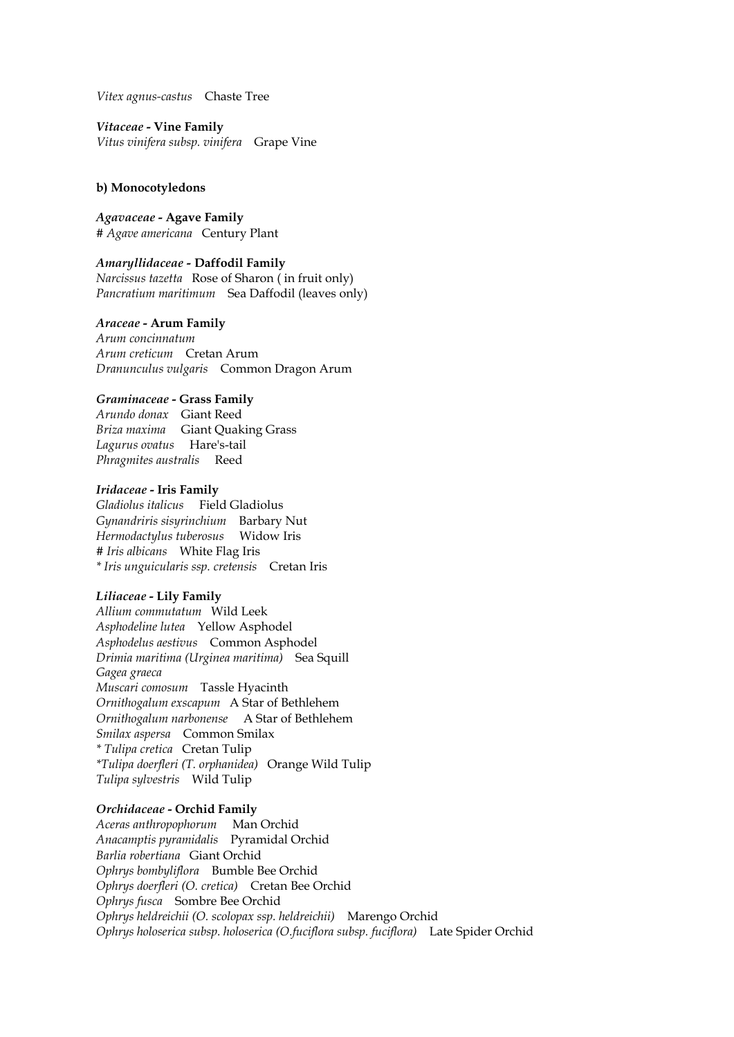*Vitex agnus-castus* Chaste Tree

***Vitaceae* - Vine Family**
*Vitus vinifera subsp. vinifera* Grape Vine

**b) Monocotyledons**

***Agavaceae* - Agave Family**
# *Agave americana* Century Plant

***Amaryllidaceae* - Daffodil Family**
*Narcissus tazetta* Rose of Sharon ( in fruit only)
*Pancratium maritimum* Sea Daffodil (leaves only)

***Araceae* - Arum Family**
*Arum concinnatum*
*Arum creticum* Cretan Arum
*Dranunculus vulgaris* Common Dragon Arum

***Graminaceae* - Grass Family**
*Arundo donax* Giant Reed
*Briza maxima* Giant Quaking Grass
*Lagurus ovatus* Hare's-tail
*Phragmites australis* Reed

***Iridaceae* - Iris Family**
*Gladiolus italicus* Field Gladiolus
*Gynandriris sisyrinchium* Barbary Nut
*Hermodactylus tuberosus* Widow Iris
# *Iris albicans* White Flag Iris
* *Iris unguicularis ssp. cretensis* Cretan Iris

***Liliaceae* - Lily Family**
*Allium commutatum* Wild Leek
*Asphodeline lutea* Yellow Asphodel
*Asphodelus aestivus* Common Asphodel
*Drimia maritima (Urginea maritima)* Sea Squill
*Gagea graeca*
*Muscari comosum* Tassle Hyacinth
*Ornithogalum exscapum* A Star of Bethlehem
*Ornithogalum narbonense* A Star of Bethlehem
*Smilax aspersa* Common Smilax
* *Tulipa cretica* Cretan Tulip
*Tulipa doerfleri (T. orphanidea)* Orange Wild Tulip
*Tulipa sylvestris* Wild Tulip

***Orchidaceae* - Orchid Family**
*Aceras anthropophorum* Man Orchid
*Anacamptis pyramidalis* Pyramidal Orchid
*Barlia robertiana* Giant Orchid
*Ophrys bombyliflora* Bumble Bee Orchid
*Ophrys doerfleri (O. cretica)* Cretan Bee Orchid
*Ophrys fusca* Sombre Bee Orchid
*Ophrys heldreichii (O. scolopax ssp. heldreichii)* Marengo Orchid
*Ophrys holoserica subsp. holoserica (O.fuciflora subsp. fuciflora)* Late Spider Orchid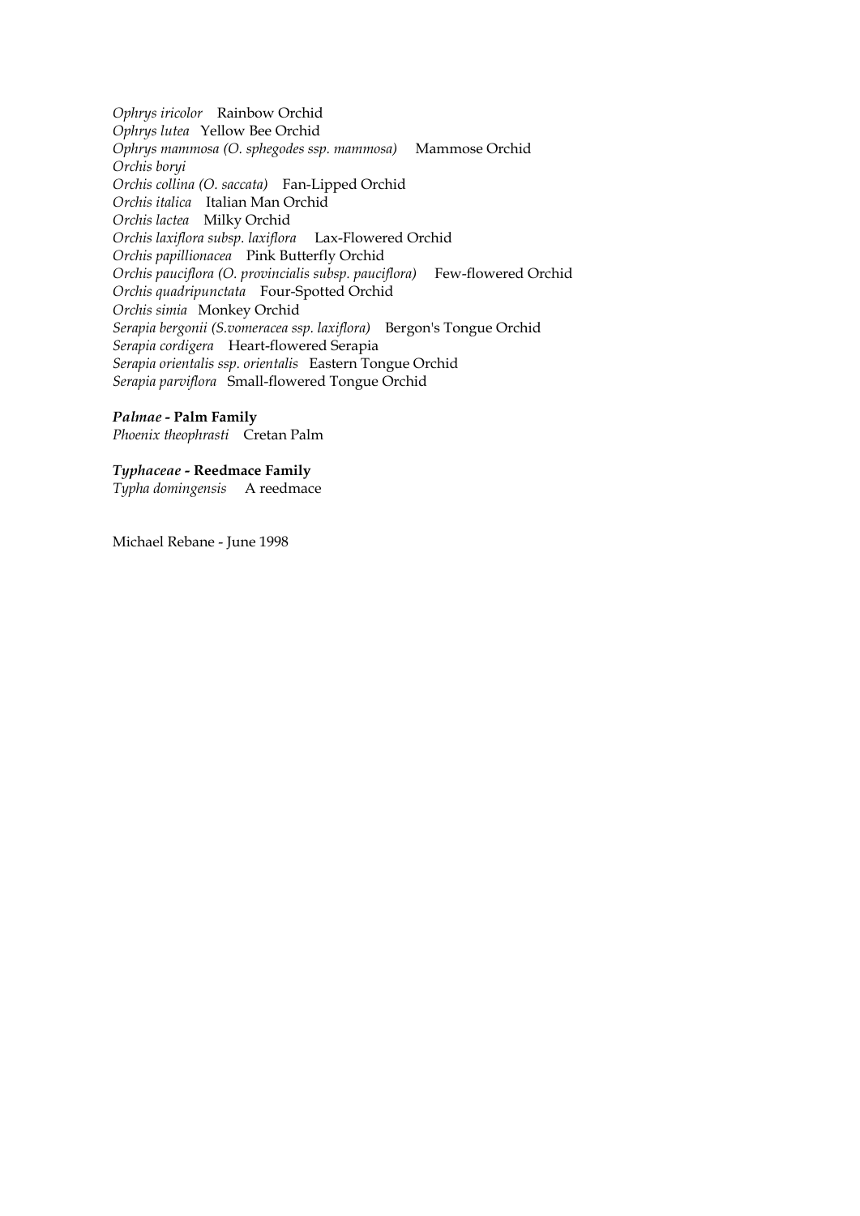*Ophrys iricolor* Rainbow Orchid
*Ophrys lutea* Yellow Bee Orchid
*Ophrys mammosa (O. sphegodes ssp. mammosa)* Mammose Orchid
*Orchis boryi*
*Orchis collina (O. saccata)* Fan-Lipped Orchid
*Orchis italica* Italian Man Orchid
*Orchis lactea* Milky Orchid
*Orchis laxiflora subsp. laxiflora* Lax-Flowered Orchid
*Orchis papillionacea* Pink Butterfly Orchid
*Orchis pauciflora (O. provincialis subsp. pauciflora)* Few-flowered Orchid
*Orchis quadripunctata* Four-Spotted Orchid
*Orchis simia* Monkey Orchid
*Serapia bergonii (S.vomeracea ssp. laxiflora)* Bergon's Tongue Orchid
*Serapia cordigera* Heart-flowered Serapia
*Serapia orientalis ssp. orientalis* Eastern Tongue Orchid
*Serapia parviflora* Small-flowered Tongue Orchid

***Palmae* - Palm Family**
*Phoenix theophrasti* Cretan Palm

***Typhaceae* - Reedmace Family**
*Typha domingensis* A reedmace

Michael Rebane - June 1998